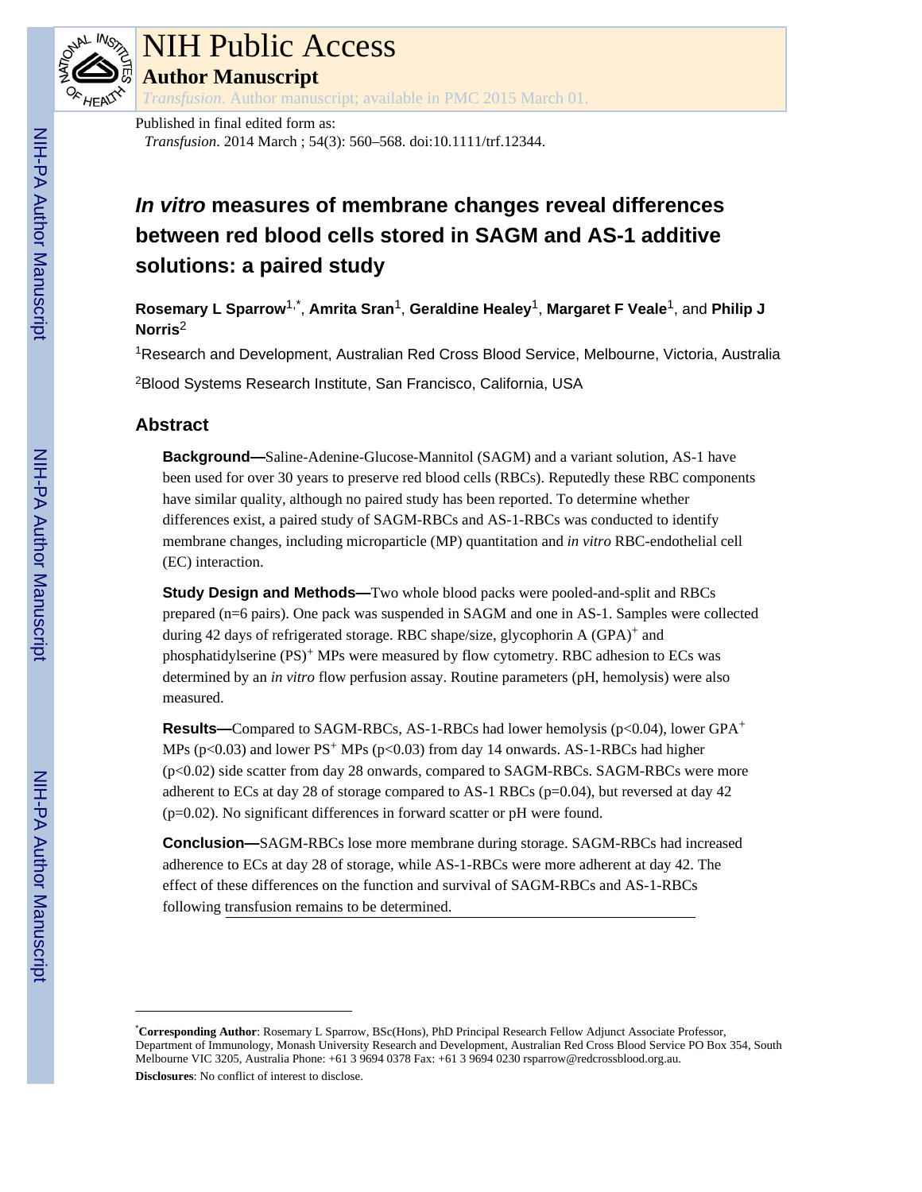NIH Public Access

**Author Manuscript**

*Transfusion*. Author manuscript; available in PMC 2015 March 01.

Published in final edited form as:

*Transfusion*. 2014 March ; 54(3): 560–568. doi:10.1111/trf.12344.

# *In vitro* measures of membrane changes reveal differences between red blood cells stored in SAGM and AS-1 additive solutions: a paired study

**Rosemary L Sparrow**[1,*], **Amrita Sran**[1], **Geraldine Healey**[1], **Margaret F Veale**[1], and **Philip J Norris**[2]

[1]Research and Development, Australian Red Cross Blood Service, Melbourne, Victoria, Australia

[2]Blood Systems Research Institute, San Francisco, California, USA

## Abstract

**Background—**Saline-Adenine-Glucose-Mannitol (SAGM) and a variant solution, AS-1 have been used for over 30 years to preserve red blood cells (RBCs). Reputedly these RBC components have similar quality, although no paired study has been reported. To determine whether differences exist, a paired study of SAGM-RBCs and AS-1-RBCs was conducted to identify membrane changes, including microparticle (MP) quantitation and *in vitro* RBC-endothelial cell (EC) interaction.

**Study Design and Methods—**Two whole blood packs were pooled-and-split and RBCs prepared (n=6 pairs). One pack was suspended in SAGM and one in AS-1. Samples were collected during 42 days of refrigerated storage. RBC shape/size, glycophorin A $(GPA)^+$ and phosphatidylserine $(PS)^+$ MPs were measured by flow cytometry. RBC adhesion to ECs was determined by an *in vitro* flow perfusion assay. Routine parameters (pH, hemolysis) were also measured.

**Results—**Compared to SAGM-RBCs, AS-1-RBCs had lower hemolysis ($p<0.04$), lower $GPA^+$ MPs ($p<0.03$) and lower $PS^+$ MPs ($p<0.03$) from day 14 onwards. AS-1-RBCs had higher ($p<0.02$) side scatter from day 28 onwards, compared to SAGM-RBCs. SAGM-RBCs were more adherent to ECs at day 28 of storage compared to AS-1 RBCs ($p=0.04$), but reversed at day 42 ($p=0.02$). No significant differences in forward scatter or pH were found.

**Conclusion—**SAGM-RBCs lose more membrane during storage. SAGM-RBCs had increased adherence to ECs at day 28 of storage, while AS-1-RBCs were more adherent at day 42. The effect of these differences on the function and survival of SAGM-RBCs and AS-1-RBCs following transfusion remains to be determined.

---

*Corresponding Author: Rosemary L Sparrow, BSc(Hons), PhD Principal Research Fellow Adjunct Associate Professor, Department of Immunology, Monash University Research and Development, Australian Red Cross Blood Service PO Box 354, South Melbourne VIC 3205, Australia Phone: +61 3 9694 0378 Fax: +61 3 9694 0230 rsparrow@redcrossblood.org.au.

**Disclosures**: No conflict of interest to disclose.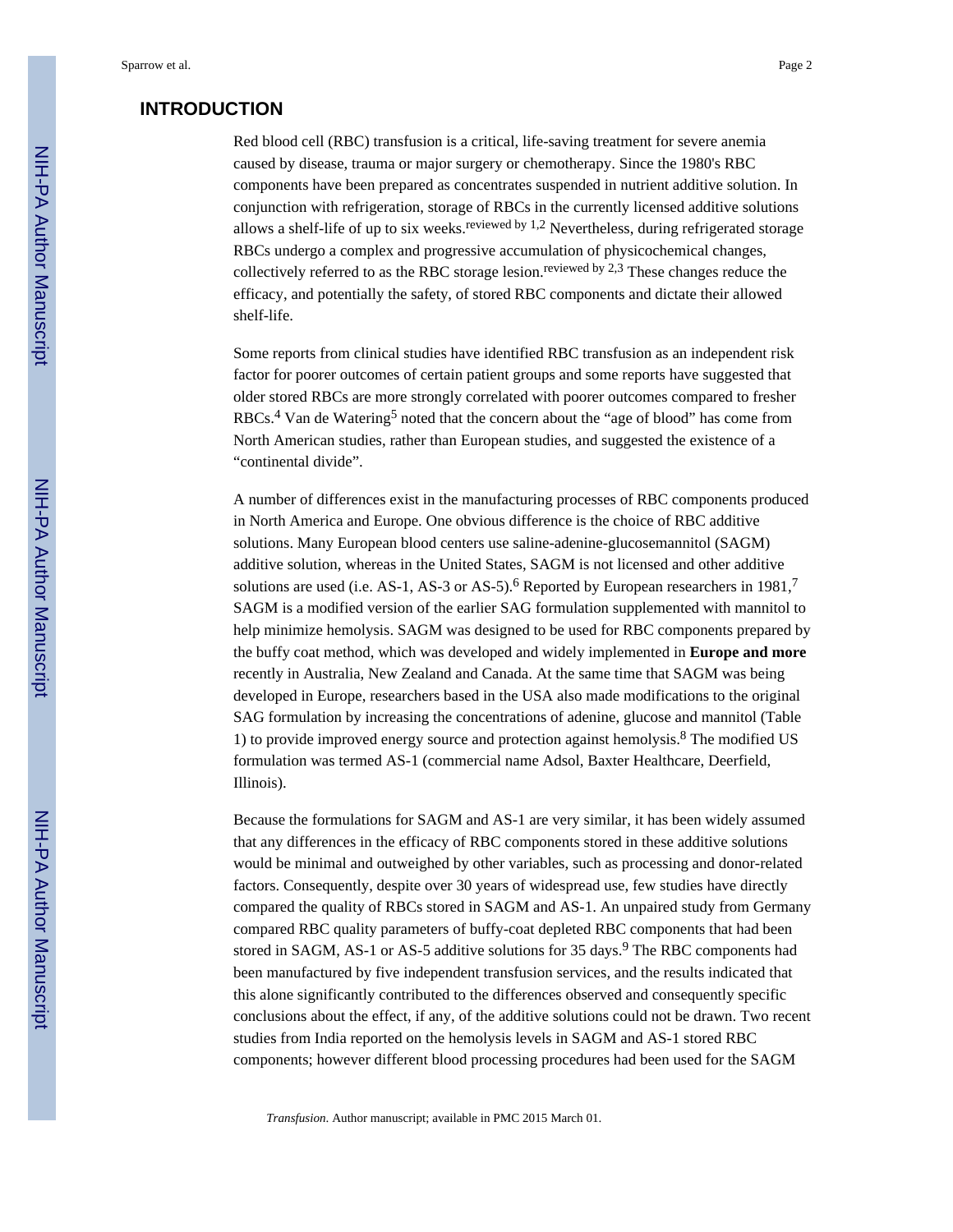## INTRODUCTION

Red blood cell (RBC) transfusion is a critical, life-saving treatment for severe anemia caused by disease, trauma or major surgery or chemotherapy. Since the 1980's RBC components have been prepared as concentrates suspended in nutrient additive solution. In conjunction with refrigeration, storage of RBCs in the currently licensed additive solutions allows a shelf-life of up to six weeks.[reviewed by 1,2] Nevertheless, during refrigerated storage RBCs undergo a complex and progressive accumulation of physicochemical changes, collectively referred to as the RBC storage lesion.[reviewed by 2,3] These changes reduce the efficacy, and potentially the safety, of stored RBC components and dictate their allowed shelf-life.

Some reports from clinical studies have identified RBC transfusion as an independent risk factor for poorer outcomes of certain patient groups and some reports have suggested that older stored RBCs are more strongly correlated with poorer outcomes compared to fresher RBCs.[4] Van de Watering[5] noted that the concern about the "age of blood" has come from North American studies, rather than European studies, and suggested the existence of a "continental divide".

A number of differences exist in the manufacturing processes of RBC components produced in North America and Europe. One obvious difference is the choice of RBC additive solutions. Many European blood centers use saline-adenine-glucosemannitol (SAGM) additive solution, whereas in the United States, SAGM is not licensed and other additive solutions are used (i.e. AS-1, AS-3 or AS-5).[6] Reported by European researchers in 1981,[7] SAGM is a modified version of the earlier SAG formulation supplemented with mannitol to help minimize hemolysis. SAGM was designed to be used for RBC components prepared by the buffy coat method, which was developed and widely implemented in **Europe and more** recently in Australia, New Zealand and Canada. At the same time that SAGM was being developed in Europe, researchers based in the USA also made modifications to the original SAG formulation by increasing the concentrations of adenine, glucose and mannitol (Table 1) to provide improved energy source and protection against hemolysis.[8] The modified US formulation was termed AS-1 (commercial name Adsol, Baxter Healthcare, Deerfield, Illinois).

Because the formulations for SAGM and AS-1 are very similar, it has been widely assumed that any differences in the efficacy of RBC components stored in these additive solutions would be minimal and outweighed by other variables, such as processing and donor-related factors. Consequently, despite over 30 years of widespread use, few studies have directly compared the quality of RBCs stored in SAGM and AS-1. An unpaired study from Germany compared RBC quality parameters of buffy-coat depleted RBC components that had been stored in SAGM, AS-1 or AS-5 additive solutions for 35 days.[9] The RBC components had been manufactured by five independent transfusion services, and the results indicated that this alone significantly contributed to the differences observed and consequently specific conclusions about the effect, if any, of the additive solutions could not be drawn. Two recent studies from India reported on the hemolysis levels in SAGM and AS-1 stored RBC components; however different blood processing procedures had been used for the SAGM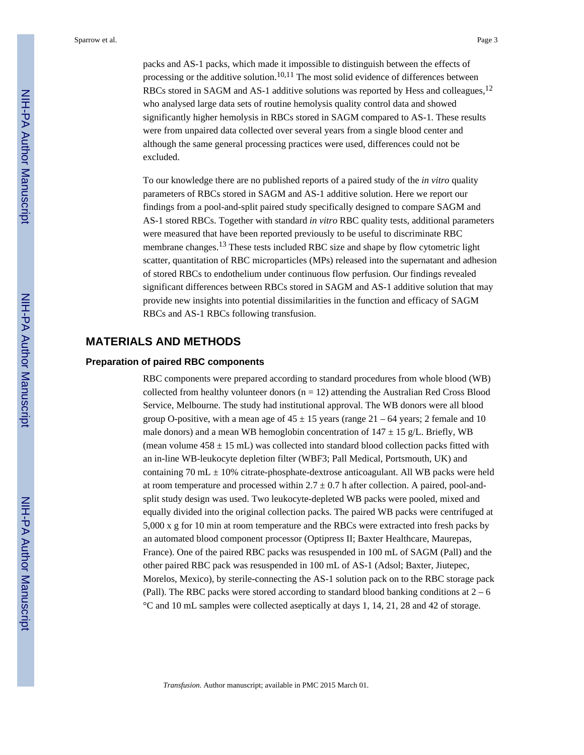packs and AS-1 packs, which made it impossible to distinguish between the effects of processing or the additive solution.[10,11] The most solid evidence of differences between RBCs stored in SAGM and AS-1 additive solutions was reported by Hess and colleagues,[12] who analysed large data sets of routine hemolysis quality control data and showed significantly higher hemolysis in RBCs stored in SAGM compared to AS-1. These results were from unpaired data collected over several years from a single blood center and although the same general processing practices were used, differences could not be excluded.

To our knowledge there are no published reports of a paired study of the *in vitro* quality parameters of RBCs stored in SAGM and AS-1 additive solution. Here we report our findings from a pool-and-split paired study specifically designed to compare SAGM and AS-1 stored RBCs. Together with standard *in vitro* RBC quality tests, additional parameters were measured that have been reported previously to be useful to discriminate RBC membrane changes.[13] These tests included RBC size and shape by flow cytometric light scatter, quantitation of RBC microparticles (MPs) released into the supernatant and adhesion of stored RBCs to endothelium under continuous flow perfusion. Our findings revealed significant differences between RBCs stored in SAGM and AS-1 additive solution that may provide new insights into potential dissimilarities in the function and efficacy of SAGM RBCs and AS-1 RBCs following transfusion.

## MATERIALS AND METHODS

### Preparation of paired RBC components

RBC components were prepared according to standard procedures from whole blood (WB) collected from healthy volunteer donors ($n = 12$) attending the Australian Red Cross Blood Service, Melbourne. The study had institutional approval. The WB donors were all blood group O-positive, with a mean age of $45 \pm 15$ years (range 21 – 64 years; 2 female and 10 male donors) and a mean WB hemoglobin concentration of $147 \pm 15$ g/L. Briefly, WB (mean volume $458 \pm 15$ mL) was collected into standard blood collection packs fitted with an in-line WB-leukocyte depletion filter (WBF3; Pall Medical, Portsmouth, UK) and containing 70 mL $\pm$ 10% citrate-phosphate-dextrose anticoagulant. All WB packs were held at room temperature and processed within $2.7 \pm 0.7$ h after collection. A paired, pool-and-split study design was used. Two leukocyte-depleted WB packs were pooled, mixed and equally divided into the original collection packs. The paired WB packs were centrifuged at 5,000 x g for 10 min at room temperature and the RBCs were extracted into fresh packs by an automated blood component processor (Optipress II; Baxter Healthcare, Maurepas, France). One of the paired RBC packs was resuspended in 100 mL of SAGM (Pall) and the other paired RBC pack was resuspended in 100 mL of AS-1 (Adsol; Baxter, Jiutepec, Morelos, Mexico), by sterile-connecting the AS-1 solution pack on to the RBC storage pack (Pall). The RBC packs were stored according to standard blood banking conditions at 2 – 6 °C and 10 mL samples were collected aseptically at days 1, 14, 21, 28 and 42 of storage.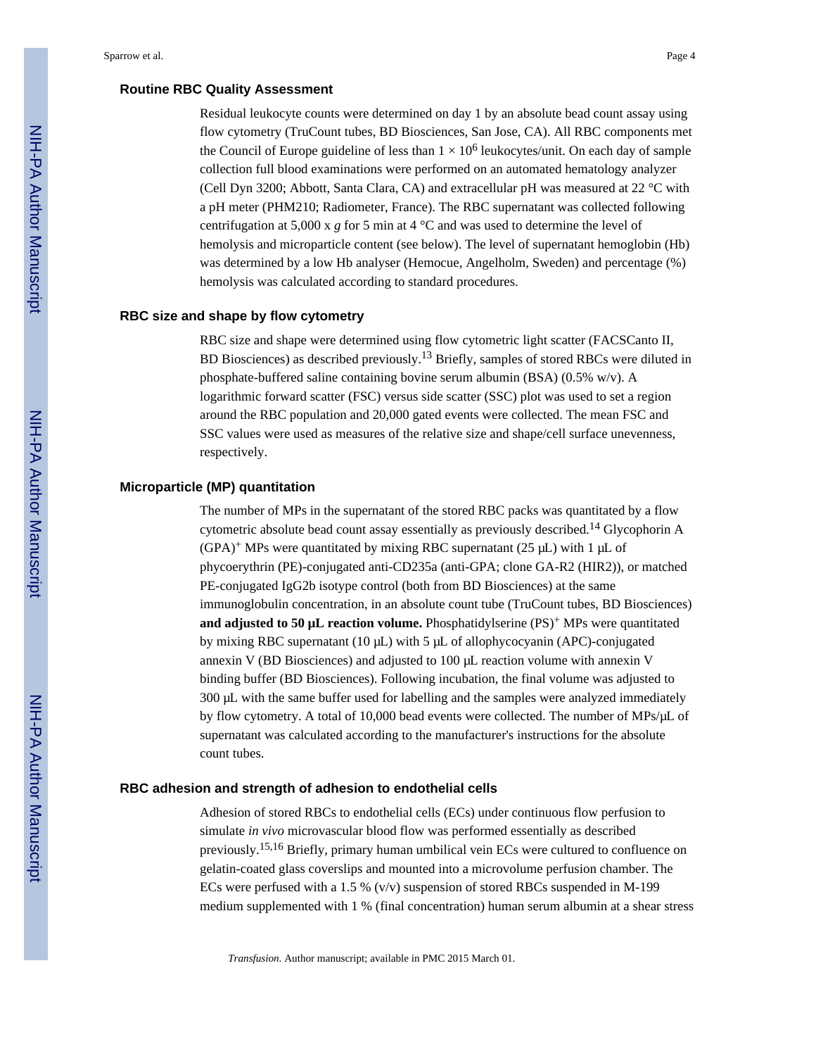### Routine RBC Quality Assessment

Residual leukocyte counts were determined on day 1 by an absolute bead count assay using flow cytometry (TruCount tubes, BD Biosciences, San Jose, CA). All RBC components met the Council of Europe guideline of less than $1 \times 10^6$ leukocytes/unit. On each day of sample collection full blood examinations were performed on an automated hematology analyzer (Cell Dyn 3200; Abbott, Santa Clara, CA) and extracellular pH was measured at 22 °C with a pH meter (PHM210; Radiometer, France). The RBC supernatant was collected following centrifugation at 5,000 x *g* for 5 min at 4 °C and was used to determine the level of hemolysis and microparticle content (see below). The level of supernatant hemoglobin (Hb) was determined by a low Hb analyser (Hemocue, Angelholm, Sweden) and percentage (%) hemolysis was calculated according to standard procedures.

### RBC size and shape by flow cytometry

RBC size and shape were determined using flow cytometric light scatter (FACSCanto II, BD Biosciences) as described previously.[13] Briefly, samples of stored RBCs were diluted in phosphate-buffered saline containing bovine serum albumin (BSA) (0.5% w/v). A logarithmic forward scatter (FSC) versus side scatter (SSC) plot was used to set a region around the RBC population and 20,000 gated events were collected. The mean FSC and SSC values were used as measures of the relative size and shape/cell surface unevenness, respectively.

### Microparticle (MP) quantitation

The number of MPs in the supernatant of the stored RBC packs was quantitated by a flow cytometric absolute bead count assay essentially as previously described.[14] Glycophorin A $(GPA)^+$ MPs were quantitated by mixing RBC supernatant (25 μL) with 1 μL of phycoerythrin (PE)-conjugated anti-CD235a (anti-GPA; clone GA-R2 (HIR2)), or matched PE-conjugated IgG2b isotype control (both from BD Biosciences) at the same immunoglobulin concentration, in an absolute count tube (TruCount tubes, BD Biosciences) **and adjusted to 50 μL reaction volume.** Phosphatidylserine $(PS)^+$ MPs were quantitated by mixing RBC supernatant (10 μL) with 5 μL of allophycocyanin (APC)-conjugated annexin V (BD Biosciences) and adjusted to 100 μL reaction volume with annexin V binding buffer (BD Biosciences). Following incubation, the final volume was adjusted to 300 μL with the same buffer used for labelling and the samples were analyzed immediately by flow cytometry. A total of 10,000 bead events were collected. The number of MPs/μL of supernatant was calculated according to the manufacturer's instructions for the absolute count tubes.

### RBC adhesion and strength of adhesion to endothelial cells

Adhesion of stored RBCs to endothelial cells (ECs) under continuous flow perfusion to simulate *in vivo* microvascular blood flow was performed essentially as described previously.[15,16] Briefly, primary human umbilical vein ECs were cultured to confluence on gelatin-coated glass coverslips and mounted into a microvolume perfusion chamber. The ECs were perfused with a 1.5 % (v/v) suspension of stored RBCs suspended in M-199 medium supplemented with 1 % (final concentration) human serum albumin at a shear stress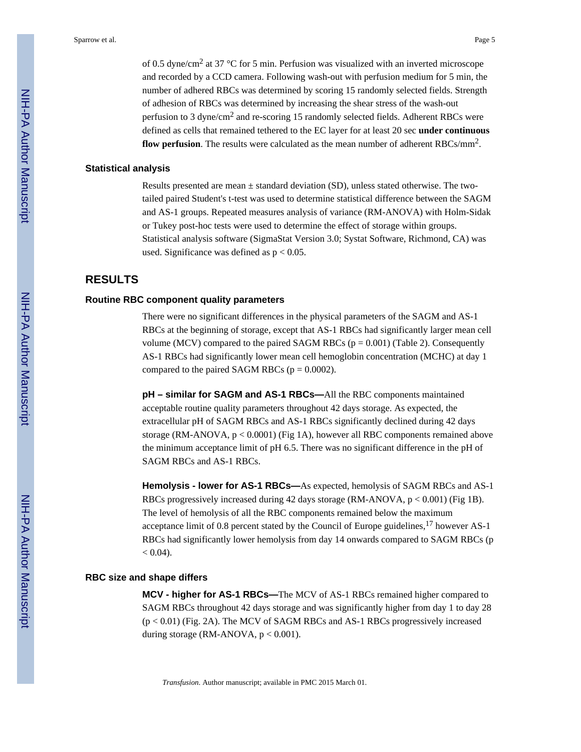of 0.5 dyne/cm$^2$ at 37 °C for 5 min. Perfusion was visualized with an inverted microscope and recorded by a CCD camera. Following wash-out with perfusion medium for 5 min, the number of adhered RBCs was determined by scoring 15 randomly selected fields. Strength of adhesion of RBCs was determined by increasing the shear stress of the wash-out perfusion to 3 dyne/cm$^2$ and re-scoring 15 randomly selected fields. Adherent RBCs were defined as cells that remained tethered to the EC layer for at least 20 sec **under continuous flow perfusion**. The results were calculated as the mean number of adherent RBCs/mm$^2$.

### Statistical analysis

Results presented are mean ± standard deviation (SD), unless stated otherwise. The two-tailed paired Student's t-test was used to determine statistical difference between the SAGM and AS-1 groups. Repeated measures analysis of variance (RM-ANOVA) with Holm-Sidak or Tukey post-hoc tests were used to determine the effect of storage within groups. Statistical analysis software (SigmaStat Version 3.0; Systat Software, Richmond, CA) was used. Significance was defined as $p < 0.05$.

## RESULTS

### Routine RBC component quality parameters

There were no significant differences in the physical parameters of the SAGM and AS-1 RBCs at the beginning of storage, except that AS-1 RBCs had significantly larger mean cell volume (MCV) compared to the paired SAGM RBCs ($p = 0.001$) (Table 2). Consequently AS-1 RBCs had significantly lower mean cell hemoglobin concentration (MCHC) at day 1 compared to the paired SAGM RBCs ($p = 0.0002$).

**pH – similar for SAGM and AS-1 RBCs—**All the RBC components maintained acceptable routine quality parameters throughout 42 days storage. As expected, the extracellular pH of SAGM RBCs and AS-1 RBCs significantly declined during 42 days storage (RM-ANOVA, $p < 0.0001$) (Fig 1A), however all RBC components remained above the minimum acceptance limit of pH 6.5. There was no significant difference in the pH of SAGM RBCs and AS-1 RBCs.

**Hemolysis - lower for AS-1 RBCs—**As expected, hemolysis of SAGM RBCs and AS-1 RBCs progressively increased during 42 days storage (RM-ANOVA, $p < 0.001$) (Fig 1B). The level of hemolysis of all the RBC components remained below the maximum acceptance limit of 0.8 percent stated by the Council of Europe guidelines,[17] however AS-1 RBCs had significantly lower hemolysis from day 14 onwards compared to SAGM RBCs ($p < 0.04$).

### RBC size and shape differs

**MCV - higher for AS-1 RBCs—**The MCV of AS-1 RBCs remained higher compared to SAGM RBCs throughout 42 days storage and was significantly higher from day 1 to day 28 ($p < 0.01$) (Fig. 2A). The MCV of SAGM RBCs and AS-1 RBCs progressively increased during storage (RM-ANOVA, $p < 0.001$).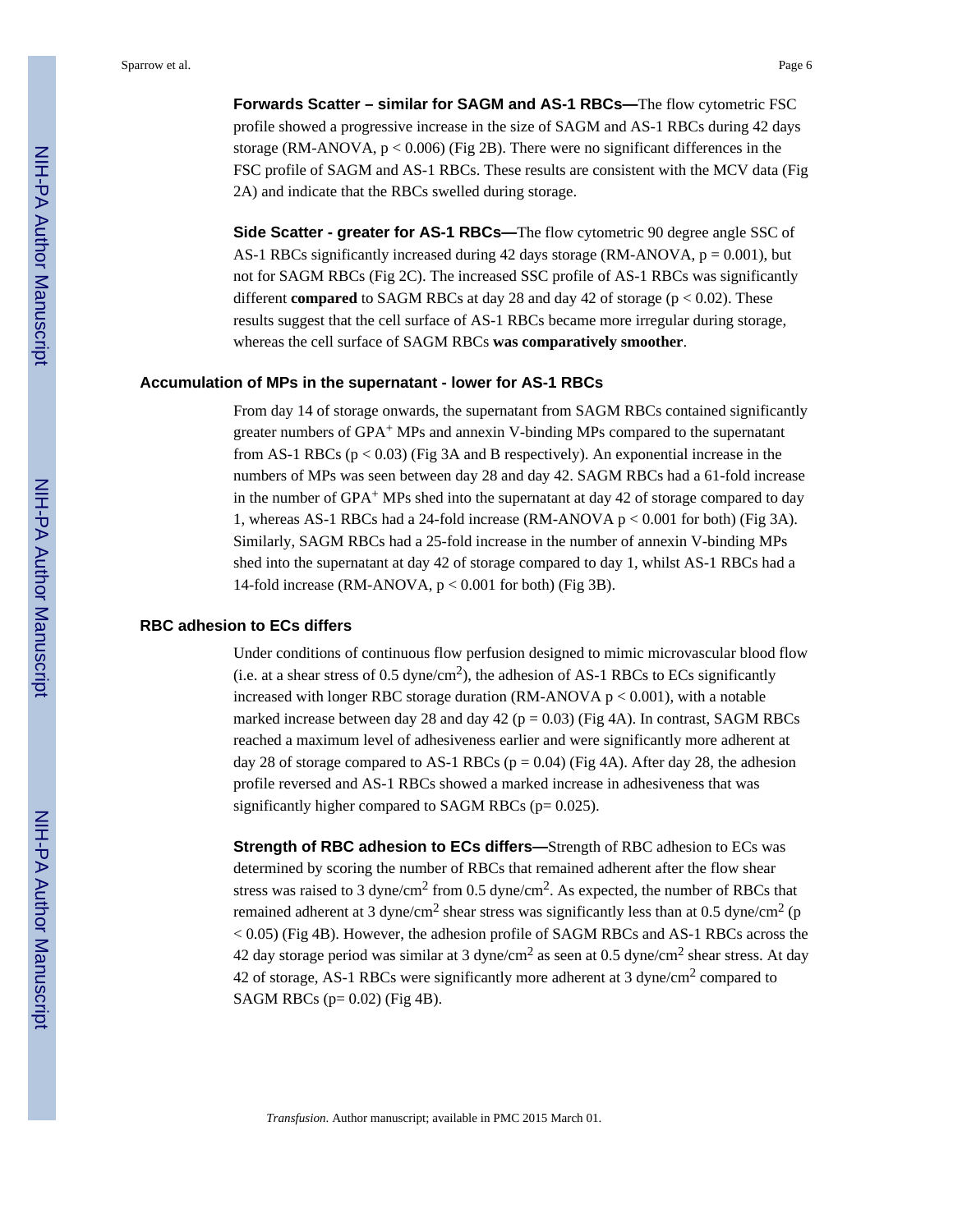**Forwards Scatter – similar for SAGM and AS-1 RBCs—**The flow cytometric FSC profile showed a progressive increase in the size of SAGM and AS-1 RBCs during 42 days storage (RM-ANOVA, $p < 0.006$) (Fig 2B). There were no significant differences in the FSC profile of SAGM and AS-1 RBCs. These results are consistent with the MCV data (Fig 2A) and indicate that the RBCs swelled during storage.

**Side Scatter - greater for AS-1 RBCs—**The flow cytometric 90 degree angle SSC of AS-1 RBCs significantly increased during 42 days storage (RM-ANOVA, $p = 0.001$), but not for SAGM RBCs (Fig 2C). The increased SSC profile of AS-1 RBCs was significantly different **compared** to SAGM RBCs at day 28 and day 42 of storage ($p < 0.02$). These results suggest that the cell surface of AS-1 RBCs became more irregular during storage, whereas the cell surface of SAGM RBCs **was comparatively smoother**.

### Accumulation of MPs in the supernatant - lower for AS-1 RBCs

From day 14 of storage onwards, the supernatant from SAGM RBCs contained significantly greater numbers of $GPA^+$ MPs and annexin V-binding MPs compared to the supernatant from AS-1 RBCs ($p < 0.03$) (Fig 3A and B respectively). An exponential increase in the numbers of MPs was seen between day 28 and day 42. SAGM RBCs had a 61-fold increase in the number of $GPA^+$ MPs shed into the supernatant at day 42 of storage compared to day 1, whereas AS-1 RBCs had a 24-fold increase (RM-ANOVA $p < 0.001$ for both) (Fig 3A). Similarly, SAGM RBCs had a 25-fold increase in the number of annexin V-binding MPs shed into the supernatant at day 42 of storage compared to day 1, whilst AS-1 RBCs had a 14-fold increase (RM-ANOVA, $p < 0.001$ for both) (Fig 3B).

### RBC adhesion to ECs differs

Under conditions of continuous flow perfusion designed to mimic microvascular blood flow (i.e. at a shear stress of 0.5 dyne/$cm^2$), the adhesion of AS-1 RBCs to ECs significantly increased with longer RBC storage duration (RM-ANOVA $p < 0.001$), with a notable marked increase between day 28 and day 42 ($p = 0.03$) (Fig 4A). In contrast, SAGM RBCs reached a maximum level of adhesiveness earlier and were significantly more adherent at day 28 of storage compared to AS-1 RBCs ($p = 0.04$) (Fig 4A). After day 28, the adhesion profile reversed and AS-1 RBCs showed a marked increase in adhesiveness that was significantly higher compared to SAGM RBCs ($p= 0.025$).

**Strength of RBC adhesion to ECs differs—**Strength of RBC adhesion to ECs was determined by scoring the number of RBCs that remained adherent after the flow shear stress was raised to 3 dyne/$cm^2$ from 0.5 dyne/$cm^2$. As expected, the number of RBCs that remained adherent at 3 dyne/$cm^2$ shear stress was significantly less than at 0.5 dyne/$cm^2$ ($p < 0.05$) (Fig 4B). However, the adhesion profile of SAGM RBCs and AS-1 RBCs across the 42 day storage period was similar at 3 dyne/$cm^2$ as seen at 0.5 dyne/$cm^2$ shear stress. At day 42 of storage, AS-1 RBCs were significantly more adherent at 3 dyne/$cm^2$ compared to SAGM RBCs ($p= 0.02$) (Fig 4B).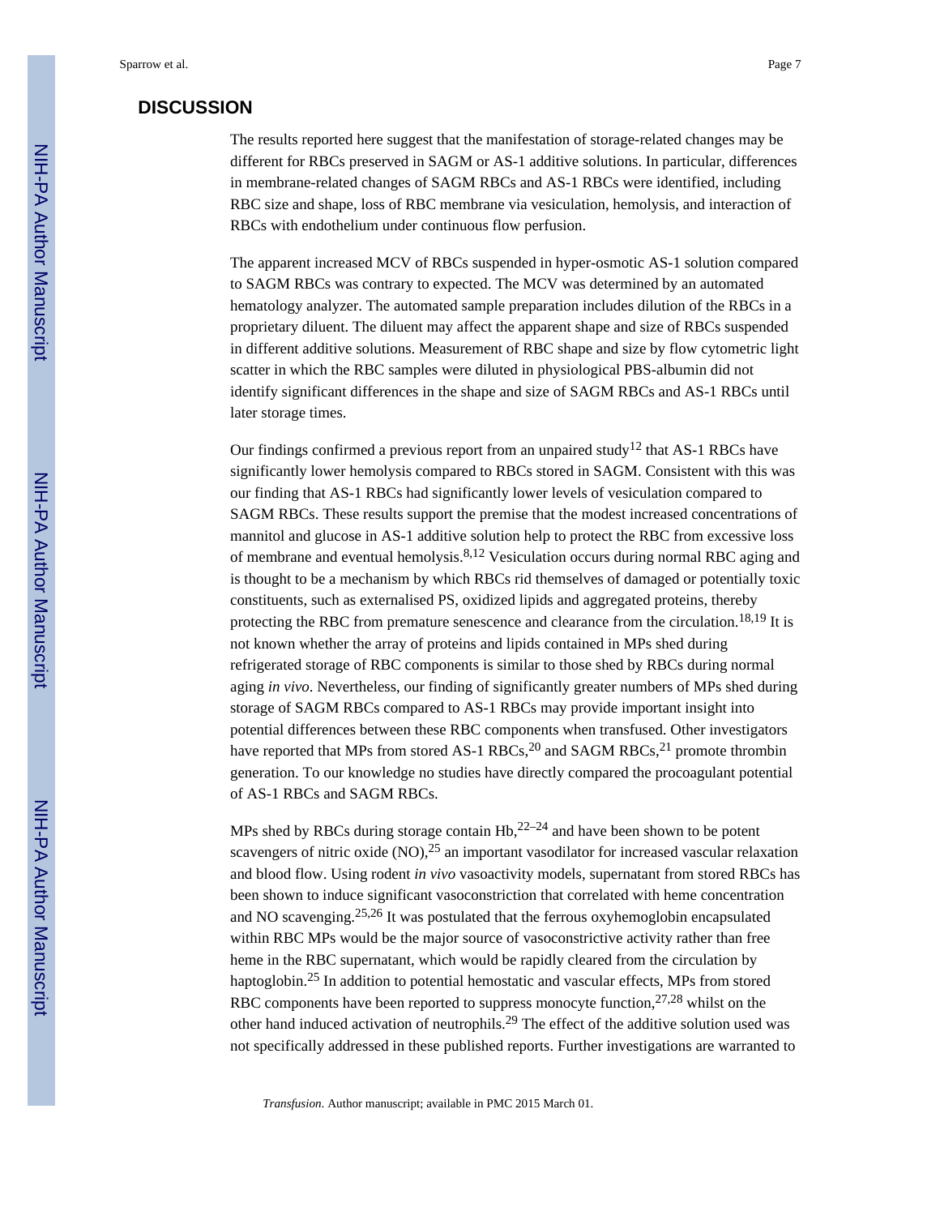## DISCUSSION

The results reported here suggest that the manifestation of storage-related changes may be different for RBCs preserved in SAGM or AS-1 additive solutions. In particular, differences in membrane-related changes of SAGM RBCs and AS-1 RBCs were identified, including RBC size and shape, loss of RBC membrane via vesiculation, hemolysis, and interaction of RBCs with endothelium under continuous flow perfusion.

The apparent increased MCV of RBCs suspended in hyper-osmotic AS-1 solution compared to SAGM RBCs was contrary to expected. The MCV was determined by an automated hematology analyzer. The automated sample preparation includes dilution of the RBCs in a proprietary diluent. The diluent may affect the apparent shape and size of RBCs suspended in different additive solutions. Measurement of RBC shape and size by flow cytometric light scatter in which the RBC samples were diluted in physiological PBS-albumin did not identify significant differences in the shape and size of SAGM RBCs and AS-1 RBCs until later storage times.

Our findings confirmed a previous report from an unpaired study[12] that AS-1 RBCs have significantly lower hemolysis compared to RBCs stored in SAGM. Consistent with this was our finding that AS-1 RBCs had significantly lower levels of vesiculation compared to SAGM RBCs. These results support the premise that the modest increased concentrations of mannitol and glucose in AS-1 additive solution help to protect the RBC from excessive loss of membrane and eventual hemolysis.[8,12] Vesiculation occurs during normal RBC aging and is thought to be a mechanism by which RBCs rid themselves of damaged or potentially toxic constituents, such as externalised PS, oxidized lipids and aggregated proteins, thereby protecting the RBC from premature senescence and clearance from the circulation.[18,19] It is not known whether the array of proteins and lipids contained in MPs shed during refrigerated storage of RBC components is similar to those shed by RBCs during normal aging *in vivo*. Nevertheless, our finding of significantly greater numbers of MPs shed during storage of SAGM RBCs compared to AS-1 RBCs may provide important insight into potential differences between these RBC components when transfused. Other investigators have reported that MPs from stored AS-1 RBCs,[20] and SAGM RBCs,[21] promote thrombin generation. To our knowledge no studies have directly compared the procoagulant potential of AS-1 RBCs and SAGM RBCs.

MPs shed by RBCs during storage contain Hb,[22–24] and have been shown to be potent scavengers of nitric oxide (NO),[25] an important vasodilator for increased vascular relaxation and blood flow. Using rodent *in vivo* vasoactivity models, supernatant from stored RBCs has been shown to induce significant vasoconstriction that correlated with heme concentration and NO scavenging.[25,26] It was postulated that the ferrous oxyhemoglobin encapsulated within RBC MPs would be the major source of vasoconstrictive activity rather than free heme in the RBC supernatant, which would be rapidly cleared from the circulation by haptoglobin.[25] In addition to potential hemostatic and vascular effects, MPs from stored RBC components have been reported to suppress monocyte function,[27,28] whilst on the other hand induced activation of neutrophils.[29] The effect of the additive solution used was not specifically addressed in these published reports. Further investigations are warranted to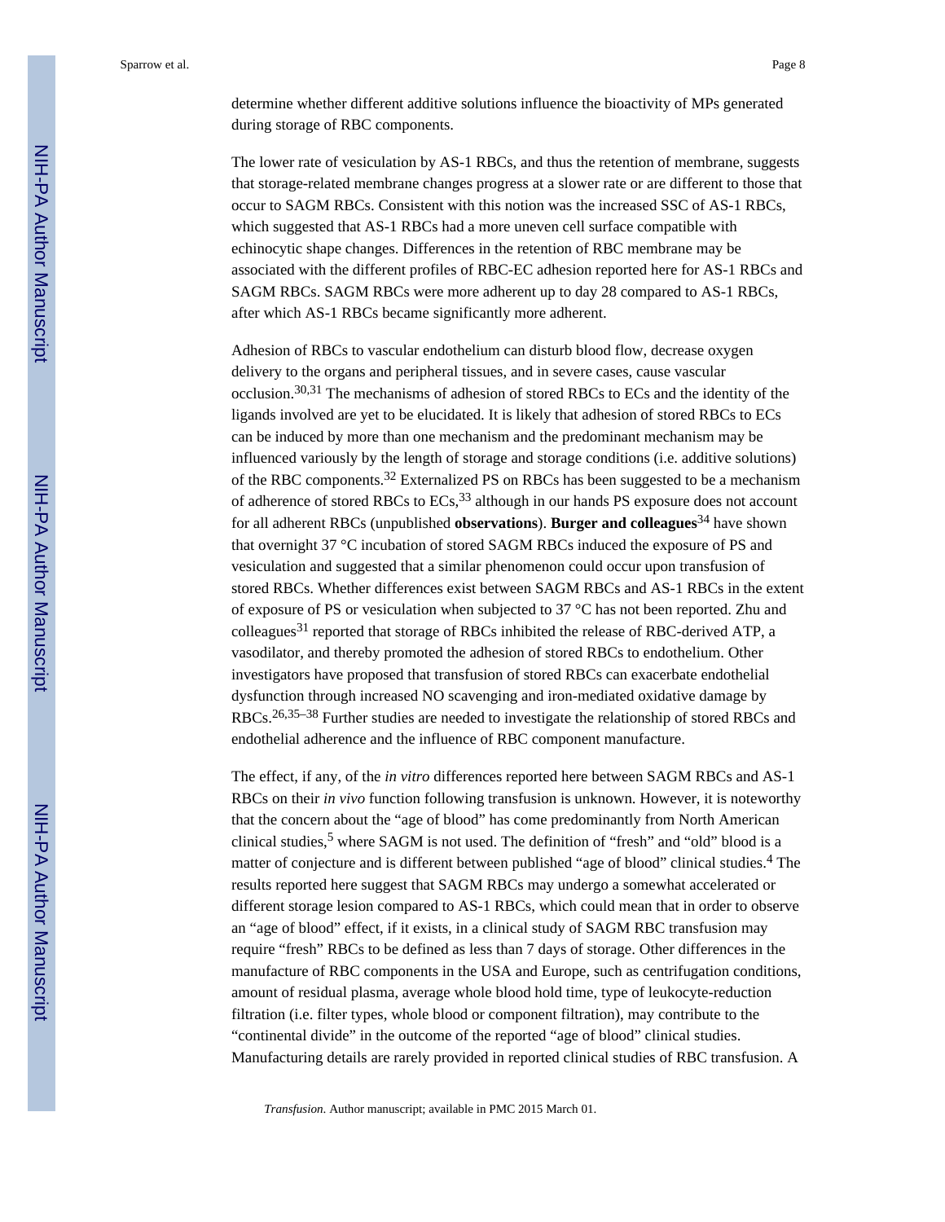determine whether different additive solutions influence the bioactivity of MPs generated during storage of RBC components.

The lower rate of vesiculation by AS-1 RBCs, and thus the retention of membrane, suggests that storage-related membrane changes progress at a slower rate or are different to those that occur to SAGM RBCs. Consistent with this notion was the increased SSC of AS-1 RBCs, which suggested that AS-1 RBCs had a more uneven cell surface compatible with echinocytic shape changes. Differences in the retention of RBC membrane may be associated with the different profiles of RBC-EC adhesion reported here for AS-1 RBCs and SAGM RBCs. SAGM RBCs were more adherent up to day 28 compared to AS-1 RBCs, after which AS-1 RBCs became significantly more adherent.

Adhesion of RBCs to vascular endothelium can disturb blood flow, decrease oxygen delivery to the organs and peripheral tissues, and in severe cases, cause vascular occlusion.[30,31] The mechanisms of adhesion of stored RBCs to ECs and the identity of the ligands involved are yet to be elucidated. It is likely that adhesion of stored RBCs to ECs can be induced by more than one mechanism and the predominant mechanism may be influenced variously by the length of storage and storage conditions (i.e. additive solutions) of the RBC components.[32] Externalized PS on RBCs has been suggested to be a mechanism of adherence of stored RBCs to ECs,[33] although in our hands PS exposure does not account for all adherent RBCs (unpublished **observations**). **Burger and colleagues**[34] have shown that overnight 37 °C incubation of stored SAGM RBCs induced the exposure of PS and vesiculation and suggested that a similar phenomenon could occur upon transfusion of stored RBCs. Whether differences exist between SAGM RBCs and AS-1 RBCs in the extent of exposure of PS or vesiculation when subjected to 37 °C has not been reported. Zhu and colleagues[31] reported that storage of RBCs inhibited the release of RBC-derived ATP, a vasodilator, and thereby promoted the adhesion of stored RBCs to endothelium. Other investigators have proposed that transfusion of stored RBCs can exacerbate endothelial dysfunction through increased NO scavenging and iron-mediated oxidative damage by RBCs.[26,35–38] Further studies are needed to investigate the relationship of stored RBCs and endothelial adherence and the influence of RBC component manufacture.

The effect, if any, of the *in vitro* differences reported here between SAGM RBCs and AS-1 RBCs on their *in vivo* function following transfusion is unknown. However, it is noteworthy that the concern about the "age of blood" has come predominantly from North American clinical studies,[5] where SAGM is not used. The definition of "fresh" and "old" blood is a matter of conjecture and is different between published "age of blood" clinical studies.[4] The results reported here suggest that SAGM RBCs may undergo a somewhat accelerated or different storage lesion compared to AS-1 RBCs, which could mean that in order to observe an "age of blood" effect, if it exists, in a clinical study of SAGM RBC transfusion may require "fresh" RBCs to be defined as less than 7 days of storage. Other differences in the manufacture of RBC components in the USA and Europe, such as centrifugation conditions, amount of residual plasma, average whole blood hold time, type of leukocyte-reduction filtration (i.e. filter types, whole blood or component filtration), may contribute to the "continental divide" in the outcome of the reported "age of blood" clinical studies. Manufacturing details are rarely provided in reported clinical studies of RBC transfusion. A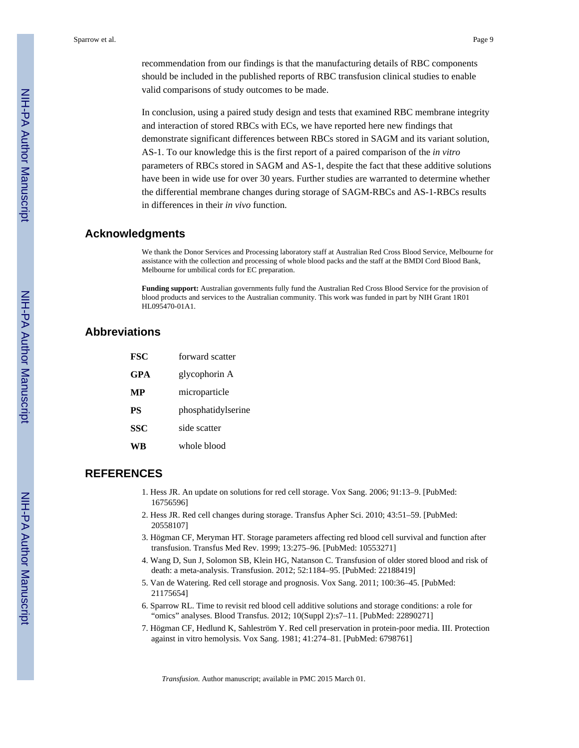recommendation from our findings is that the manufacturing details of RBC components should be included in the published reports of RBC transfusion clinical studies to enable valid comparisons of study outcomes to be made.

In conclusion, using a paired study design and tests that examined RBC membrane integrity and interaction of stored RBCs with ECs, we have reported here new findings that demonstrate significant differences between RBCs stored in SAGM and its variant solution, AS-1. To our knowledge this is the first report of a paired comparison of the *in vitro* parameters of RBCs stored in SAGM and AS-1, despite the fact that these additive solutions have been in wide use for over 30 years. Further studies are warranted to determine whether the differential membrane changes during storage of SAGM-RBCs and AS-1-RBCs results in differences in their *in vivo* function.

## Acknowledgments

We thank the Donor Services and Processing laboratory staff at Australian Red Cross Blood Service, Melbourne for assistance with the collection and processing of whole blood packs and the staff at the BMDI Cord Blood Bank, Melbourne for umbilical cords for EC preparation.

**Funding support:** Australian governments fully fund the Australian Red Cross Blood Service for the provision of blood products and services to the Australian community. This work was funded in part by NIH Grant 1R01 HL095470-01A1.

## Abbreviations

| | |
|---|---|
| **FSC** | forward scatter |
| **GPA** | glycophorin A |
| **MP** | microparticle |
| **PS** | phosphatidylserine |
| **SSC** | side scatter |
| **WB** | whole blood |

## REFERENCES

1. Hess JR. An update on solutions for red cell storage. Vox Sang. 2006; 91:13–9. [PubMed: 16756596]
2. Hess JR. Red cell changes during storage. Transfus Apher Sci. 2010; 43:51–59. [PubMed: 20558107]
3. Högman CF, Meryman HT. Storage parameters affecting red blood cell survival and function after transfusion. Transfus Med Rev. 1999; 13:275–96. [PubMed: 10553271]
4. Wang D, Sun J, Solomon SB, Klein HG, Natanson C. Transfusion of older stored blood and risk of death: a meta-analysis. Transfusion. 2012; 52:1184–95. [PubMed: 22188419]
5. Van de Watering. Red cell storage and prognosis. Vox Sang. 2011; 100:36–45. [PubMed: 21175654]
6. Sparrow RL. Time to revisit red blood cell additive solutions and storage conditions: a role for "omics" analyses. Blood Transfus. 2012; 10(Suppl 2):s7–11. [PubMed: 22890271]
7. Högman CF, Hedlund K, Sahleström Y. Red cell preservation in protein-poor media. III. Protection against in vitro hemolysis. Vox Sang. 1981; 41:274–81. [PubMed: 6798761]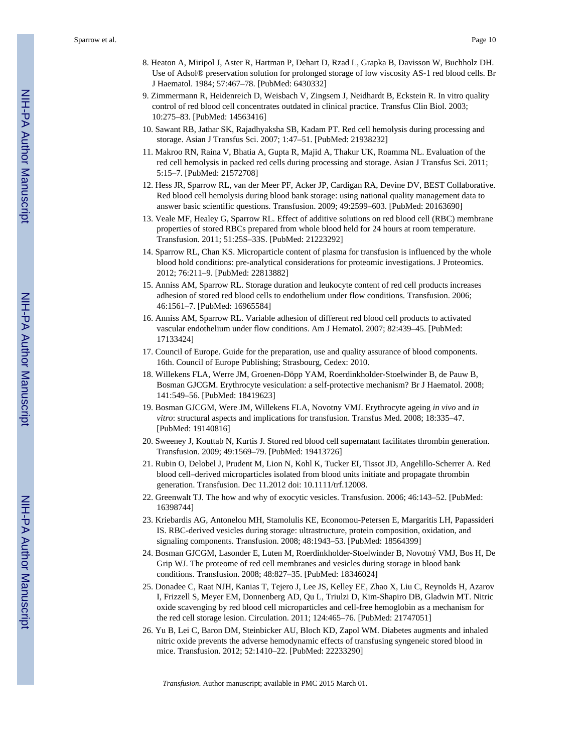8. Heaton A, Miripol J, Aster R, Hartman P, Dehart D, Rzad L, Grapka B, Davisson W, Buchholz DH. Use of Adsol® preservation solution for prolonged storage of low viscosity AS-1 red blood cells. Br J Haematol. 1984; 57:467–78. [PubMed: 6430332]
9. Zimmermann R, Heidenreich D, Weisbach V, Zingsem J, Neidhardt B, Eckstein R. In vitro quality control of red blood cell concentrates outdated in clinical practice. Transfus Clin Biol. 2003; 10:275–83. [PubMed: 14563416]
10. Sawant RB, Jathar SK, Rajadhyaksha SB, Kadam PT. Red cell hemolysis during processing and storage. Asian J Transfus Sci. 2007; 1:47–51. [PubMed: 21938232]
11. Makroo RN, Raina V, Bhatia A, Gupta R, Majid A, Thakur UK, Roamma NL. Evaluation of the red cell hemolysis in packed red cells during processing and storage. Asian J Transfus Sci. 2011; 5:15–7. [PubMed: 21572708]
12. Hess JR, Sparrow RL, van der Meer PF, Acker JP, Cardigan RA, Devine DV, BEST Collaborative. Red blood cell hemolysis during blood bank storage: using national quality management data to answer basic scientific questions. Transfusion. 2009; 49:2599–603. [PubMed: 20163690]
13. Veale MF, Healey G, Sparrow RL. Effect of additive solutions on red blood cell (RBC) membrane properties of stored RBCs prepared from whole blood held for 24 hours at room temperature. Transfusion. 2011; 51:25S–33S. [PubMed: 21223292]
14. Sparrow RL, Chan KS. Microparticle content of plasma for transfusion is influenced by the whole blood hold conditions: pre-analytical considerations for proteomic investigations. J Proteomics. 2012; 76:211–9. [PubMed: 22813882]
15. Anniss AM, Sparrow RL. Storage duration and leukocyte content of red cell products increases adhesion of stored red blood cells to endothelium under flow conditions. Transfusion. 2006; 46:1561–7. [PubMed: 16965584]
16. Anniss AM, Sparrow RL. Variable adhesion of different red blood cell products to activated vascular endothelium under flow conditions. Am J Hematol. 2007; 82:439–45. [PubMed: 17133424]
17. Council of Europe. Guide for the preparation, use and quality assurance of blood components. 16th. Council of Europe Publishing; Strasbourg, Cedex: 2010.
18. Willekens FLA, Werre JM, Groenen-Döpp YAM, Roerdinkholder-Stoelwinder B, de Pauw B, Bosman GJCGM. Erythrocyte vesiculation: a self-protective mechanism? Br J Haematol. 2008; 141:549–56. [PubMed: 18419623]
19. Bosman GJCGM, Were JM, Willekens FLA, Novotny VMJ. Erythrocyte ageing *in vivo* and *in vitro*: structural aspects and implications for transfusion. Transfus Med. 2008; 18:335–47. [PubMed: 19140816]
20. Sweeney J, Kouttab N, Kurtis J. Stored red blood cell supernatant facilitates thrombin generation. Transfusion. 2009; 49:1569–79. [PubMed: 19413726]
21. Rubin O, Delobel J, Prudent M, Lion N, Kohl K, Tucker EI, Tissot JD, Angelillo-Scherrer A. Red blood cell–derived microparticles isolated from blood units initiate and propagate thrombin generation. Transfusion. Dec 11.2012 doi: 10.1111/trf.12008.
22. Greenwalt TJ. The how and why of exocytic vesicles. Transfusion. 2006; 46:143–52. [PubMed: 16398744]
23. Kriebardis AG, Antonelou MH, Stamolulis KE, Economou-Petersen E, Margaritis LH, Papassideri IS. RBC-derived vesicles during storage: ultrastructure, protein composition, oxidation, and signaling components. Transfusion. 2008; 48:1943–53. [PubMed: 18564399]
24. Bosman GJCGM, Lasonder E, Luten M, Roerdinkholder-Stoelwinder B, Novotný VMJ, Bos H, De Grip WJ. The proteome of red cell membranes and vesicles during storage in blood bank conditions. Transfusion. 2008; 48:827–35. [PubMed: 18346024]
25. Donadee C, Raat NJH, Kanias T, Tejero J, Lee JS, Kelley EE, Zhao X, Liu C, Reynolds H, Azarov I, Frizzell S, Meyer EM, Donnenberg AD, Qu L, Triulzi D, Kim-Shapiro DB, Gladwin MT. Nitric oxide scavenging by red blood cell microparticles and cell-free hemoglobin as a mechanism for the red cell storage lesion. Circulation. 2011; 124:465–76. [PubMed: 21747051]
26. Yu B, Lei C, Baron DM, Steinbicker AU, Bloch KD, Zapol WM. Diabetes augments and inhaled nitric oxide prevents the adverse hemodynamic effects of transfusing syngeneic stored blood in mice. Transfusion. 2012; 52:1410–22. [PubMed: 22233290]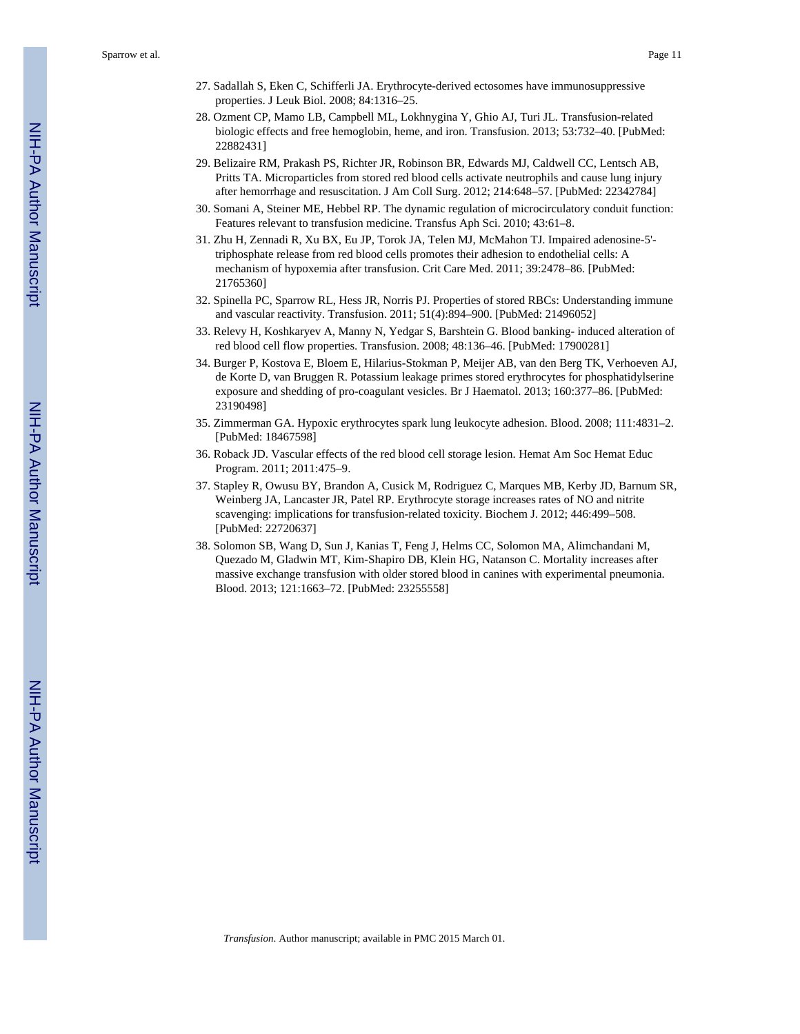27. Sadallah S, Eken C, Schifferli JA. Erythrocyte-derived ectosomes have immunosuppressive properties. J Leuk Biol. 2008; 84:1316–25.
28. Ozment CP, Mamo LB, Campbell ML, Lokhnygina Y, Ghio AJ, Turi JL. Transfusion-related biologic effects and free hemoglobin, heme, and iron. Transfusion. 2013; 53:732–40. [PubMed: 22882431]
29. Belizaire RM, Prakash PS, Richter JR, Robinson BR, Edwards MJ, Caldwell CC, Lentsch AB, Pritts TA. Microparticles from stored red blood cells activate neutrophils and cause lung injury after hemorrhage and resuscitation. J Am Coll Surg. 2012; 214:648–57. [PubMed: 22342784]
30. Somani A, Steiner ME, Hebbel RP. The dynamic regulation of microcirculatory conduit function: Features relevant to transfusion medicine. Transfus Aph Sci. 2010; 43:61–8.
31. Zhu H, Zennadi R, Xu BX, Eu JP, Torok JA, Telen MJ, McMahon TJ. Impaired adenosine-5'-triphosphate release from red blood cells promotes their adhesion to endothelial cells: A mechanism of hypoxemia after transfusion. Crit Care Med. 2011; 39:2478–86. [PubMed: 21765360]
32. Spinella PC, Sparrow RL, Hess JR, Norris PJ. Properties of stored RBCs: Understanding immune and vascular reactivity. Transfusion. 2011; 51(4):894–900. [PubMed: 21496052]
33. Relevy H, Koshkaryev A, Manny N, Yedgar S, Barshtein G. Blood banking- induced alteration of red blood cell flow properties. Transfusion. 2008; 48:136–46. [PubMed: 17900281]
34. Burger P, Kostova E, Bloem E, Hilarius-Stokman P, Meijer AB, van den Berg TK, Verhoeven AJ, de Korte D, van Bruggen R. Potassium leakage primes stored erythrocytes for phosphatidylserine exposure and shedding of pro-coagulant vesicles. Br J Haematol. 2013; 160:377–86. [PubMed: 23190498]
35. Zimmerman GA. Hypoxic erythrocytes spark lung leukocyte adhesion. Blood. 2008; 111:4831–2. [PubMed: 18467598]
36. Roback JD. Vascular effects of the red blood cell storage lesion. Hemat Am Soc Hemat Educ Program. 2011; 2011:475–9.
37. Stapley R, Owusu BY, Brandon A, Cusick M, Rodriguez C, Marques MB, Kerby JD, Barnum SR, Weinberg JA, Lancaster JR, Patel RP. Erythrocyte storage increases rates of NO and nitrite scavenging: implications for transfusion-related toxicity. Biochem J. 2012; 446:499–508. [PubMed: 22720637]
38. Solomon SB, Wang D, Sun J, Kanias T, Feng J, Helms CC, Solomon MA, Alimchandani M, Quezado M, Gladwin MT, Kim-Shapiro DB, Klein HG, Natanson C. Mortality increases after massive exchange transfusion with older stored blood in canines with experimental pneumonia. Blood. 2013; 121:1663–72. [PubMed: 23255558]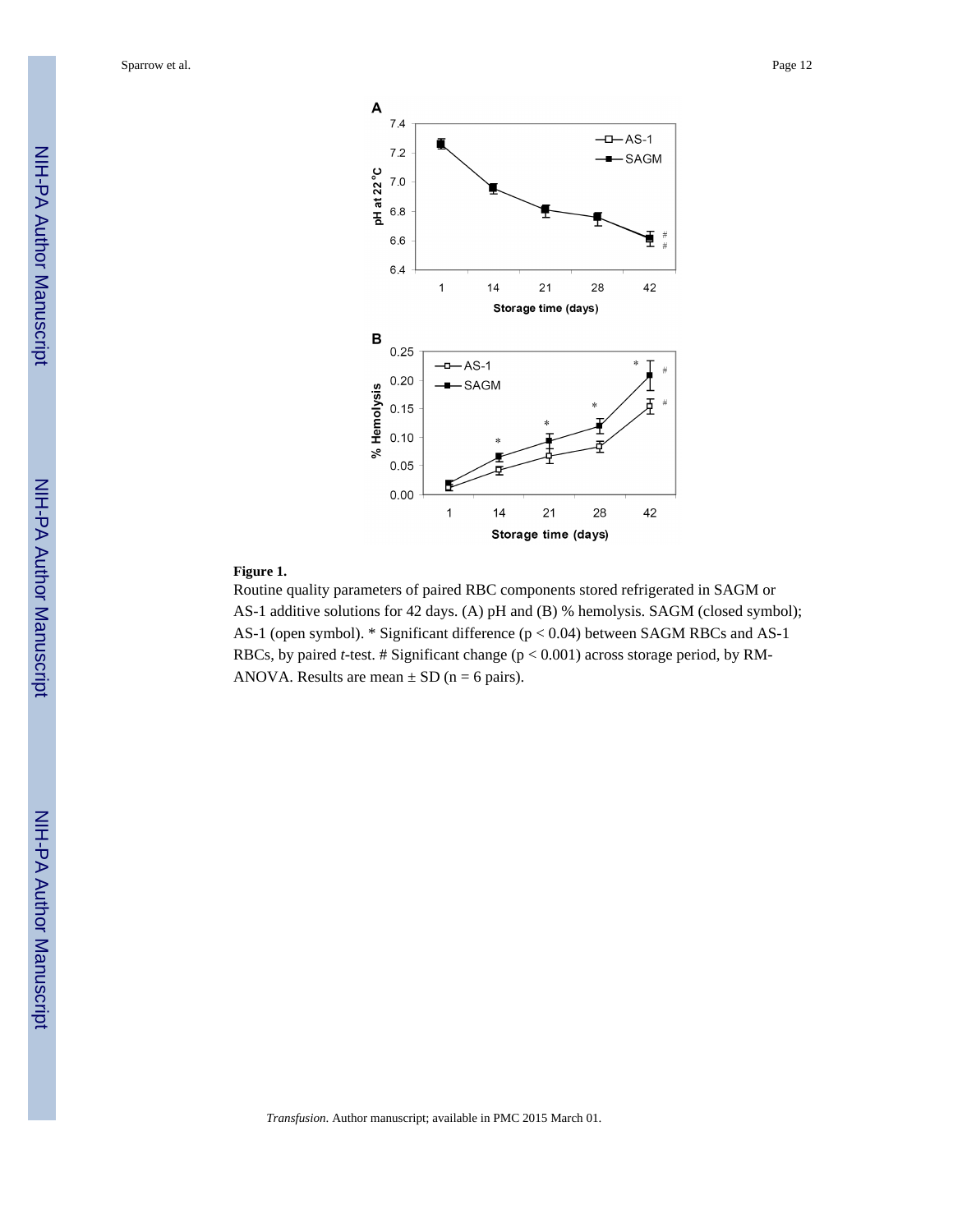**Figure 1.**

Routine quality parameters of paired RBC components stored refrigerated in SAGM or AS-1 additive solutions for 42 days. (A) pH and (B) % hemolysis. SAGM (closed symbol); AS-1 (open symbol). * Significant difference ($p < 0.04$) between SAGM RBCs and AS-1 RBCs, by paired *t*-test. # Significant change ($p < 0.001$) across storage period, by RM-ANOVA. Results are mean ± SD (n = 6 pairs).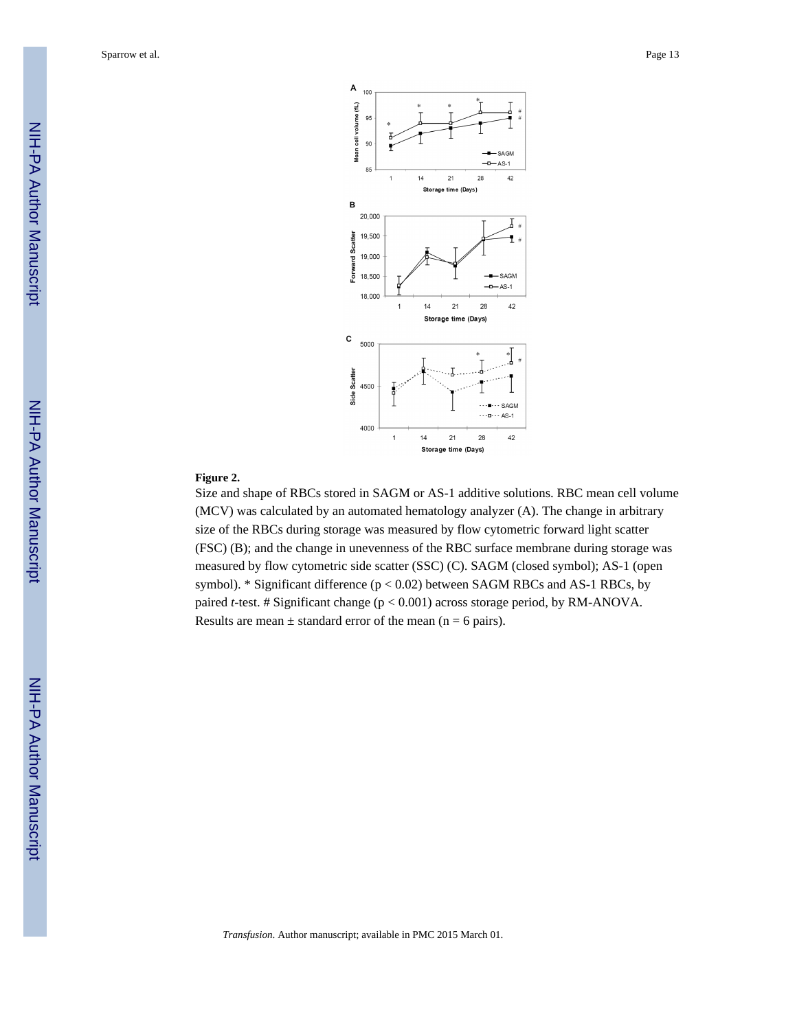**Figure 2.**

Size and shape of RBCs stored in SAGM or AS-1 additive solutions. RBC mean cell volume (MCV) was calculated by an automated hematology analyzer (A). The change in arbitrary size of the RBCs during storage was measured by flow cytometric forward light scatter (FSC) (B); and the change in unevenness of the RBC surface membrane during storage was measured by flow cytometric side scatter (SSC) (C). SAGM (closed symbol); AS-1 (open symbol). * Significant difference ($p < 0.02$) between SAGM RBCs and AS-1 RBCs, by paired *t*-test. # Significant change ($p < 0.001$) across storage period, by RM-ANOVA. Results are mean ± standard error of the mean (n = 6 pairs).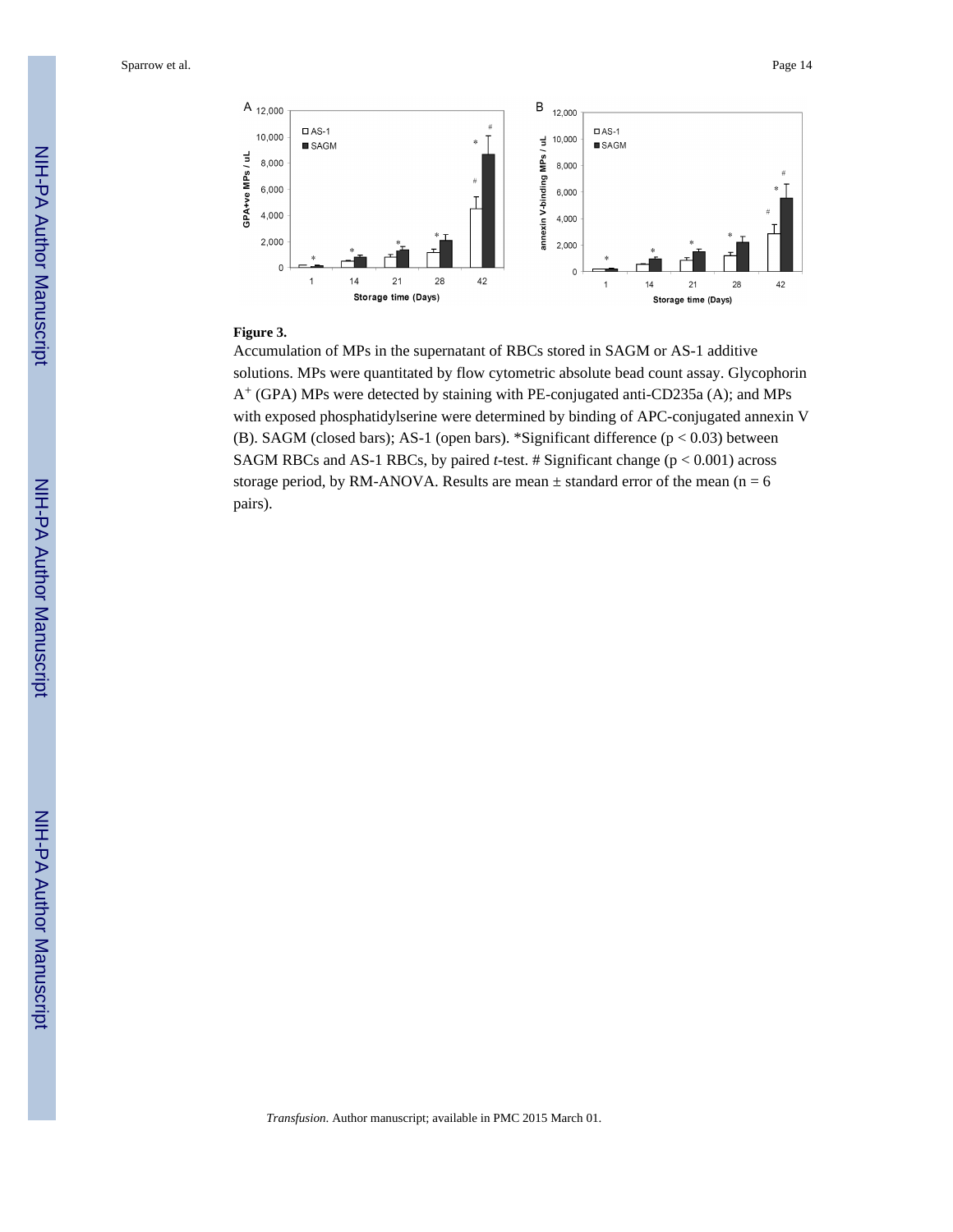**Figure 3.**

Accumulation of MPs in the supernatant of RBCs stored in SAGM or AS-1 additive solutions. MPs were quantitated by flow cytometric absolute bead count assay. Glycophorin A$^+$ (GPA) MPs were detected by staining with PE-conjugated anti-CD235a (A); and MPs with exposed phosphatidylserine were determined by binding of APC-conjugated annexin V (B). SAGM (closed bars); AS-1 (open bars). *Significant difference ($p < 0.03$) between SAGM RBCs and AS-1 RBCs, by paired *t*-test. # Significant change ($p < 0.001$) across storage period, by RM-ANOVA. Results are mean ± standard error of the mean ($n = 6$ pairs).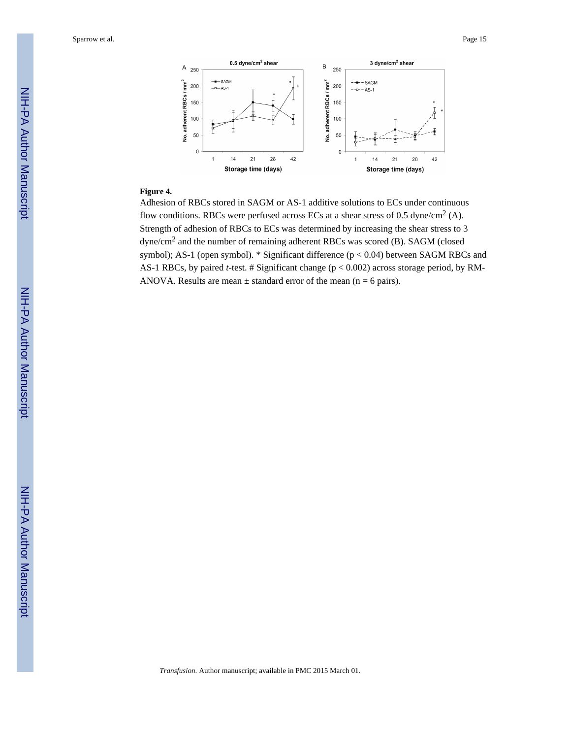**Figure 4.**

Adhesion of RBCs stored in SAGM or AS-1 additive solutions to ECs under continuous flow conditions. RBCs were perfused across ECs at a shear stress of 0.5 dyne/cm$^2$ (A). Strength of adhesion of RBCs to ECs was determined by increasing the shear stress to 3 dyne/cm$^2$ and the number of remaining adherent RBCs was scored (B). SAGM (closed symbol); AS-1 (open symbol). * Significant difference ($p < 0.04$) between SAGM RBCs and AS-1 RBCs, by paired *t*-test. # Significant change ($p < 0.002$) across storage period, by RM-ANOVA. Results are mean ± standard error of the mean (n = 6 pairs).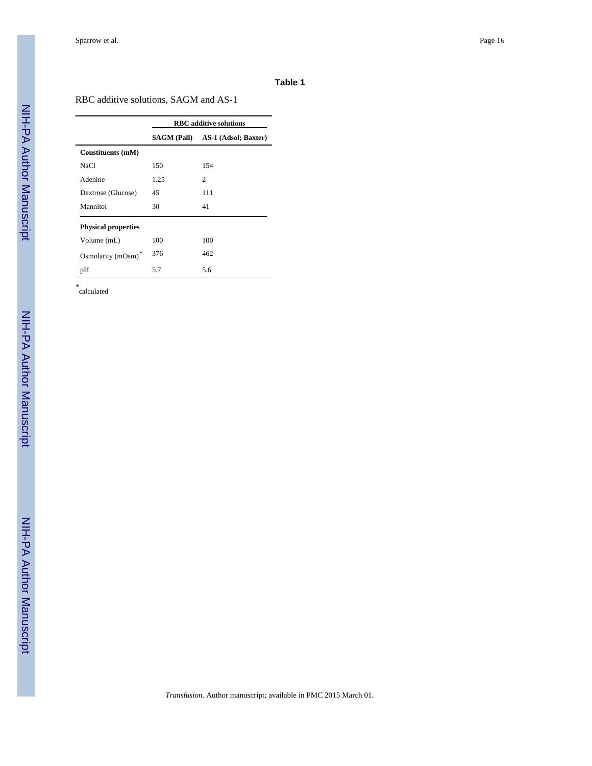**Table 1**

RBC additive solutions, SAGM and AS-1

| | RBC additive solutions | |
|---|---|---|
| | **SAGM (Pall)** | **AS-1 (Adsol; Baxter)** |
| **Constituents (mM)** | | |
| NaCl | 150 | 154 |
| Adenine | 1.25 | 2 |
| Dextrose (Glucose) | 45 | 111 |
| Mannitol | 30 | 41 |
| **Physical properties** | | |
| Volume (mL) | 100 | 100 |
| Osmolarity (mOsm)* | 376 | 462 |
| pH | 5.7 | 5.6 |

*calculated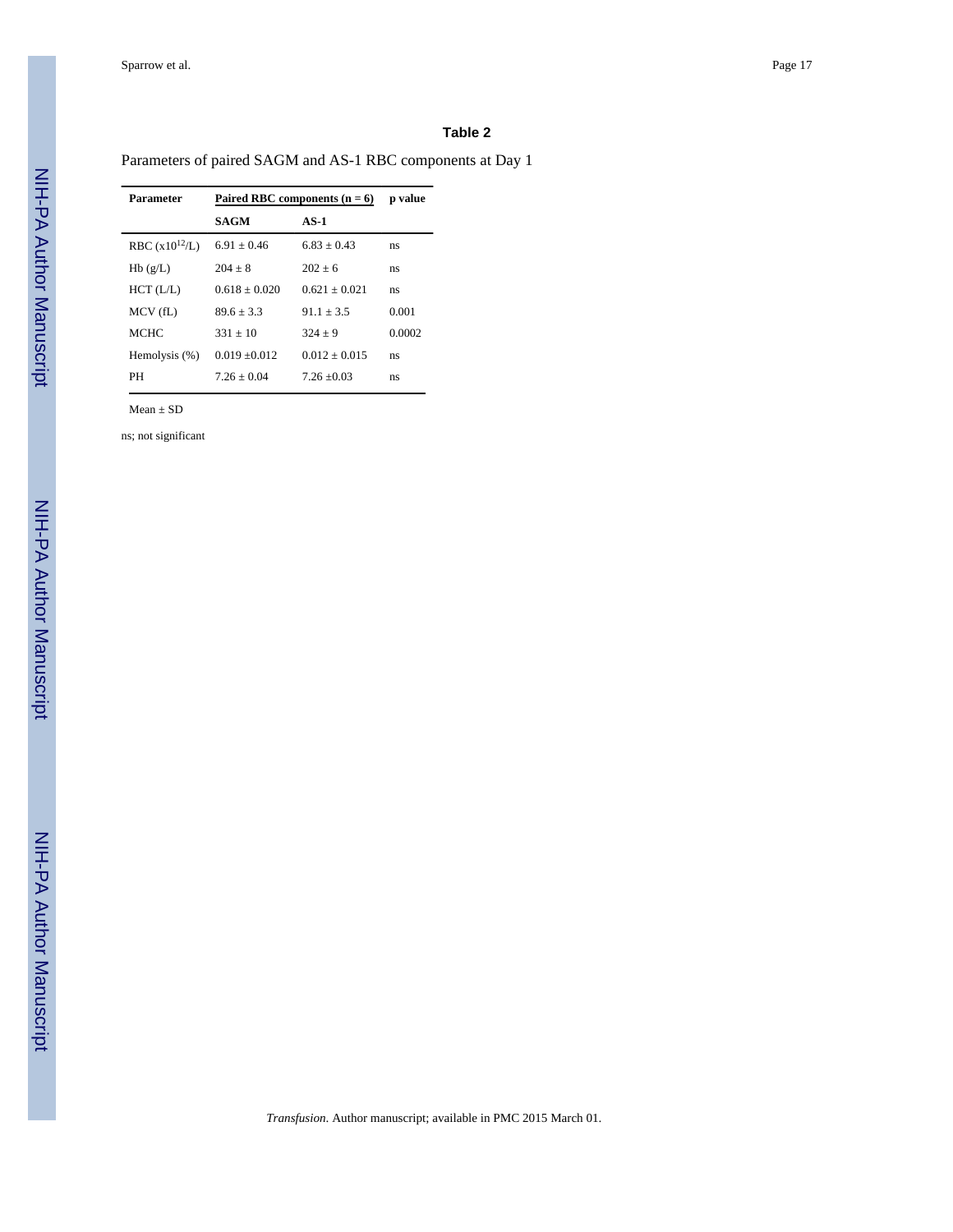## Table 2

Parameters of paired SAGM and AS-1 RBC components at Day 1

| Parameter | Paired RBC components (n = 6) | | p value |
|---|---|---|---|
| | **SAGM** | **AS-1** | |
| RBC ($x10^{12}$/L) | 6.91 ± 0.46 | 6.83 ± 0.43 | ns |
| Hb (g/L) | 204 ± 8 | 202 ± 6 | ns |
| HCT (L/L) | 0.618 ± 0.020 | 0.621 ± 0.021 | ns |
| MCV (fL) | 89.6 ± 3.3 | 91.1 ± 3.5 | 0.001 |
| MCHC | 331 ± 10 | 324 ± 9 | 0.0002 |
| Hemolysis (%) | 0.019 ±0.012 | 0.012 ± 0.015 | ns |
| PH | 7.26 ± 0.04 | 7.26 ±0.03 | ns |

Mean ± SD

ns; not significant